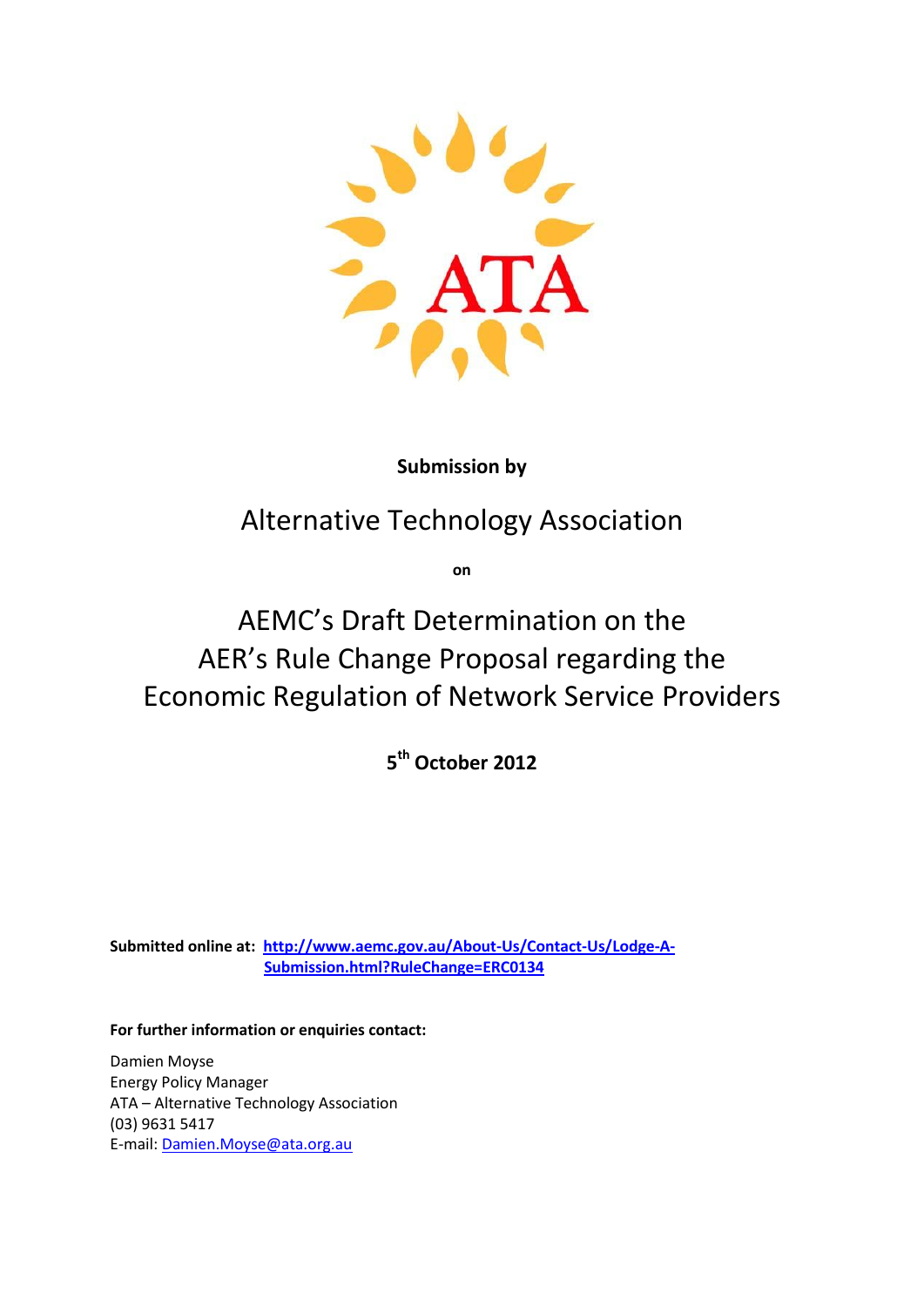ATA

**Submission by**

# Alternative Technology Association

**on**

# AEMC's Draft Determination on the AER's Rule Change Proposal regarding the Economic Regulation of Network Service Providers

**5th October 2012**

**Submitted online at:** **[http://www.aemc.gov.au/About-Us/Contact-Us/Lodge-A-Submission.html?RuleChange=ERC0134](http://www.aemc.gov.au/About-Us/Contact-Us/Lodge-A-Submission.html?RuleChange=ERC0134)**

**For further information or enquiries contact:**

Damien Moyse
Energy Policy Manager
ATA – Alternative Technology Association
(03) 9631 5417
E-mail: [Damien.Moyse@ata.org.au](mailto:Damien.Moyse@ata.org.au)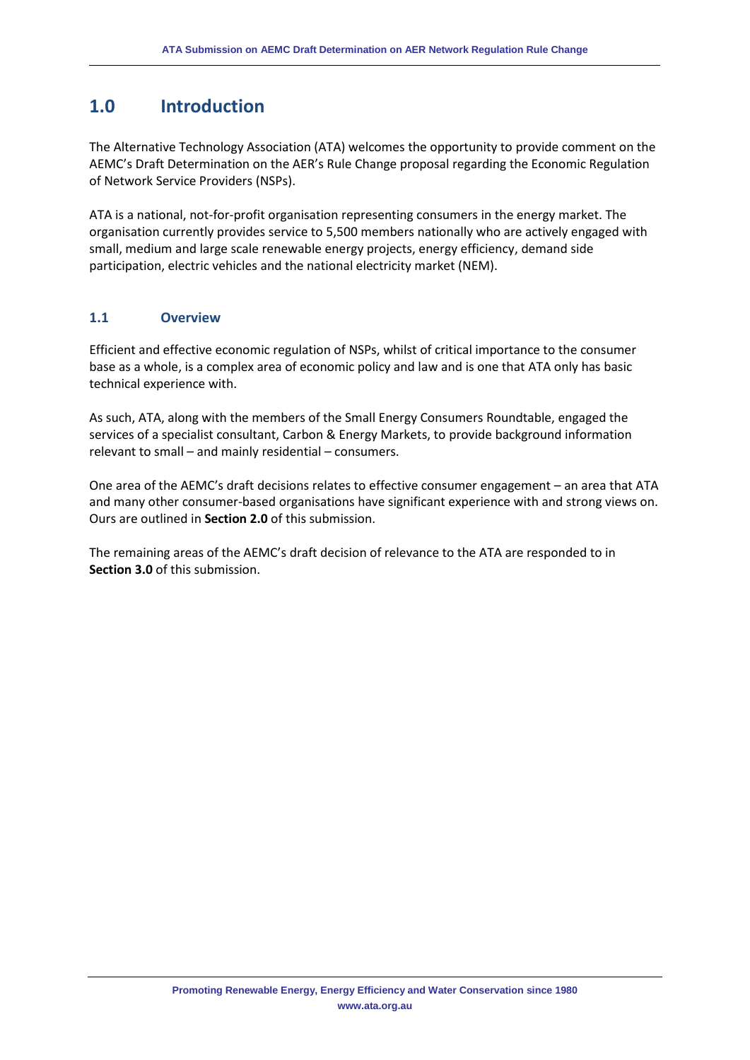# 1.0 Introduction

The Alternative Technology Association (ATA) welcomes the opportunity to provide comment on the AEMC's Draft Determination on the AER's Rule Change proposal regarding the Economic Regulation of Network Service Providers (NSPs).

ATA is a national, not-for-profit organisation representing consumers in the energy market. The organisation currently provides service to 5,500 members nationally who are actively engaged with small, medium and large scale renewable energy projects, energy efficiency, demand side participation, electric vehicles and the national electricity market (NEM).

## 1.1 Overview

Efficient and effective economic regulation of NSPs, whilst of critical importance to the consumer base as a whole, is a complex area of economic policy and law and is one that ATA only has basic technical experience with.

As such, ATA, along with the members of the Small Energy Consumers Roundtable, engaged the services of a specialist consultant, Carbon & Energy Markets, to provide background information relevant to small – and mainly residential – consumers.

One area of the AEMC's draft decisions relates to effective consumer engagement – an area that ATA and many other consumer-based organisations have significant experience with and strong views on. Ours are outlined in **Section 2.0** of this submission.

The remaining areas of the AEMC's draft decision of relevance to the ATA are responded to in **Section 3.0** of this submission.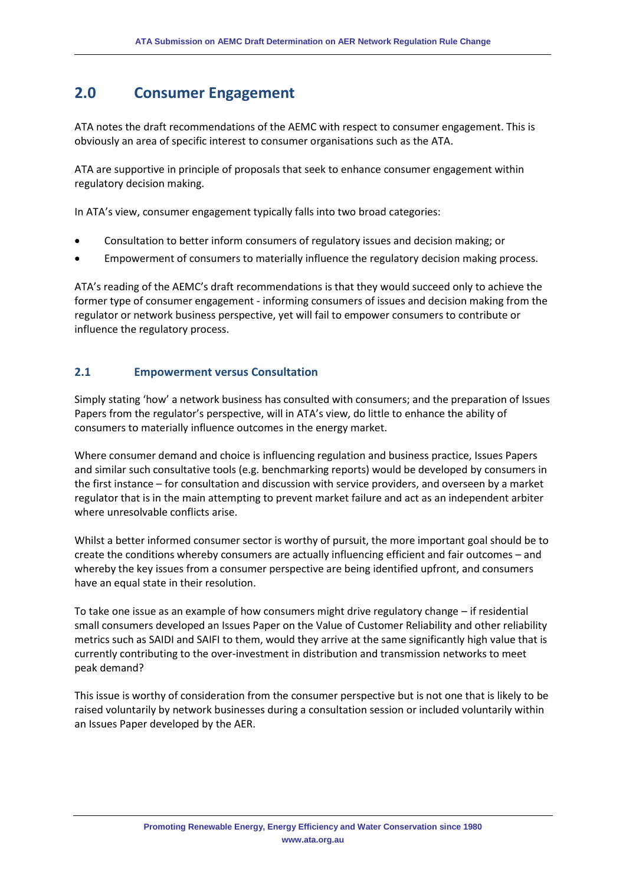## 2.0 Consumer Engagement

ATA notes the draft recommendations of the AEMC with respect to consumer engagement. This is obviously an area of specific interest to consumer organisations such as the ATA.

ATA are supportive in principle of proposals that seek to enhance consumer engagement within regulatory decision making.

In ATA's view, consumer engagement typically falls into two broad categories:

- Consultation to better inform consumers of regulatory issues and decision making; or
- Empowerment of consumers to materially influence the regulatory decision making process.

ATA's reading of the AEMC's draft recommendations is that they would succeed only to achieve the former type of consumer engagement - informing consumers of issues and decision making from the regulator or network business perspective, yet will fail to empower consumers to contribute or influence the regulatory process.

### 2.1 Empowerment versus Consultation

Simply stating 'how' a network business has consulted with consumers; and the preparation of Issues Papers from the regulator's perspective, will in ATA's view, do little to enhance the ability of consumers to materially influence outcomes in the energy market.

Where consumer demand and choice is influencing regulation and business practice, Issues Papers and similar such consultative tools (e.g. benchmarking reports) would be developed by consumers in the first instance – for consultation and discussion with service providers, and overseen by a market regulator that is in the main attempting to prevent market failure and act as an independent arbiter where unresolvable conflicts arise.

Whilst a better informed consumer sector is worthy of pursuit, the more important goal should be to create the conditions whereby consumers are actually influencing efficient and fair outcomes – and whereby the key issues from a consumer perspective are being identified upfront, and consumers have an equal state in their resolution.

To take one issue as an example of how consumers might drive regulatory change – if residential small consumers developed an Issues Paper on the Value of Customer Reliability and other reliability metrics such as SAIDI and SAIFI to them, would they arrive at the same significantly high value that is currently contributing to the over-investment in distribution and transmission networks to meet peak demand?

This issue is worthy of consideration from the consumer perspective but is not one that is likely to be raised voluntarily by network businesses during a consultation session or included voluntarily within an Issues Paper developed by the AER.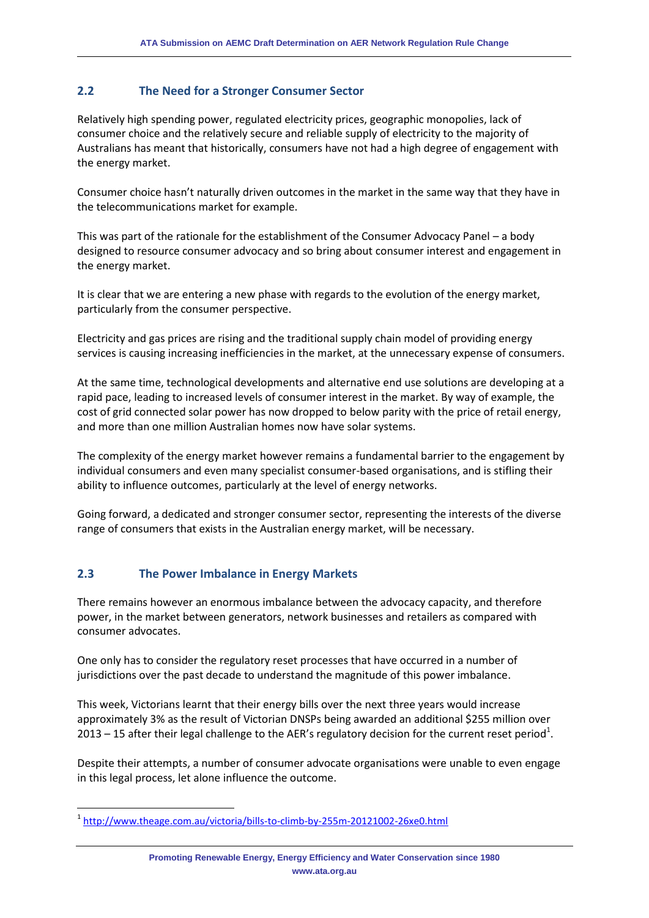## 2.2 The Need for a Stronger Consumer Sector

Relatively high spending power, regulated electricity prices, geographic monopolies, lack of consumer choice and the relatively secure and reliable supply of electricity to the majority of Australians has meant that historically, consumers have not had a high degree of engagement with the energy market.

Consumer choice hasn't naturally driven outcomes in the market in the same way that they have in the telecommunications market for example.

This was part of the rationale for the establishment of the Consumer Advocacy Panel – a body designed to resource consumer advocacy and so bring about consumer interest and engagement in the energy market.

It is clear that we are entering a new phase with regards to the evolution of the energy market, particularly from the consumer perspective.

Electricity and gas prices are rising and the traditional supply chain model of providing energy services is causing increasing inefficiencies in the market, at the unnecessary expense of consumers.

At the same time, technological developments and alternative end use solutions are developing at a rapid pace, leading to increased levels of consumer interest in the market. By way of example, the cost of grid connected solar power has now dropped to below parity with the price of retail energy, and more than one million Australian homes now have solar systems.

The complexity of the energy market however remains a fundamental barrier to the engagement by individual consumers and even many specialist consumer-based organisations, and is stifling their ability to influence outcomes, particularly at the level of energy networks.

Going forward, a dedicated and stronger consumer sector, representing the interests of the diverse range of consumers that exists in the Australian energy market, will be necessary.

## 2.3 The Power Imbalance in Energy Markets

There remains however an enormous imbalance between the advocacy capacity, and therefore power, in the market between generators, network businesses and retailers as compared with consumer advocates.

One only has to consider the regulatory reset processes that have occurred in a number of jurisdictions over the past decade to understand the magnitude of this power imbalance.

This week, Victorians learnt that their energy bills over the next three years would increase approximately 3% as the result of Victorian DNSPs being awarded an additional $255 million over 2013 – 15 after their legal challenge to the AER's regulatory decision for the current reset period[1].

Despite their attempts, a number of consumer advocate organisations were unable to even engage in this legal process, let alone influence the outcome.

[1] http://www.theage.com.au/victoria/bills-to-climb-by-255m-20121002-26xe0.html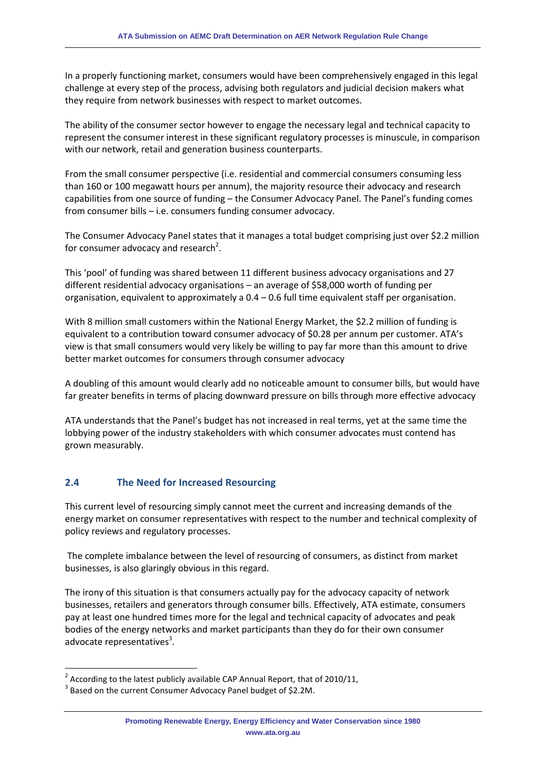In a properly functioning market, consumers would have been comprehensively engaged in this legal challenge at every step of the process, advising both regulators and judicial decision makers what they require from network businesses with respect to market outcomes.

The ability of the consumer sector however to engage the necessary legal and technical capacity to represent the consumer interest in these significant regulatory processes is minuscule, in comparison with our network, retail and generation business counterparts.

From the small consumer perspective (i.e. residential and commercial consumers consuming less than 160 or 100 megawatt hours per annum), the majority resource their advocacy and research capabilities from one source of funding – the Consumer Advocacy Panel. The Panel's funding comes from consumer bills – i.e. consumers funding consumer advocacy.

The Consumer Advocacy Panel states that it manages a total budget comprising just over $2.2 million for consumer advocacy and research[2].

This 'pool' of funding was shared between 11 different business advocacy organisations and 27 different residential advocacy organisations – an average of $58,000 worth of funding per organisation, equivalent to approximately a 0.4 – 0.6 full time equivalent staff per organisation.

With 8 million small customers within the National Energy Market, the $2.2 million of funding is equivalent to a contribution toward consumer advocacy of $0.28 per annum per customer. ATA's view is that small consumers would very likely be willing to pay far more than this amount to drive better market outcomes for consumers through consumer advocacy

A doubling of this amount would clearly add no noticeable amount to consumer bills, but would have far greater benefits in terms of placing downward pressure on bills through more effective advocacy

ATA understands that the Panel's budget has not increased in real terms, yet at the same time the lobbying power of the industry stakeholders with which consumer advocates must contend has grown measurably.

## 2.4 The Need for Increased Resourcing

This current level of resourcing simply cannot meet the current and increasing demands of the energy market on consumer representatives with respect to the number and technical complexity of policy reviews and regulatory processes.

The complete imbalance between the level of resourcing of consumers, as distinct from market businesses, is also glaringly obvious in this regard.

The irony of this situation is that consumers actually pay for the advocacy capacity of network businesses, retailers and generators through consumer bills. Effectively, ATA estimate, consumers pay at least one hundred times more for the legal and technical capacity of advocates and peak bodies of the energy networks and market participants than they do for their own consumer advocate representatives[3].

[2] According to the latest publicly available CAP Annual Report, that of 2010/11,

[3] Based on the current Consumer Advocacy Panel budget of $2.2M.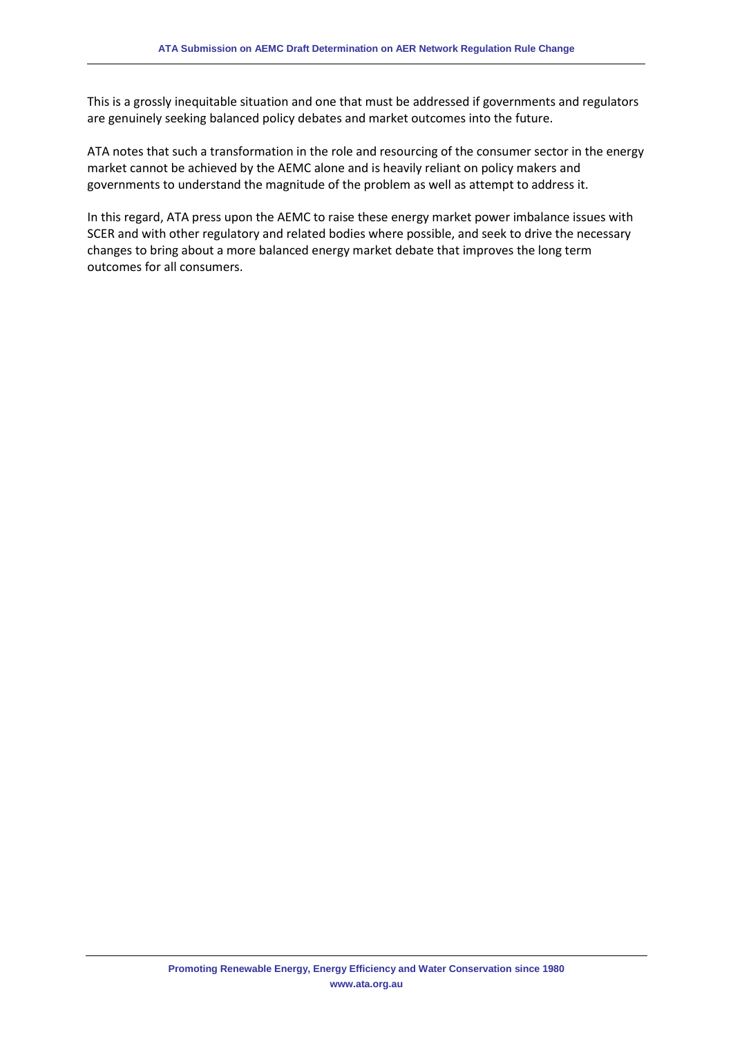This is a grossly inequitable situation and one that must be addressed if governments and regulators are genuinely seeking balanced policy debates and market outcomes into the future.

ATA notes that such a transformation in the role and resourcing of the consumer sector in the energy market cannot be achieved by the AEMC alone and is heavily reliant on policy makers and governments to understand the magnitude of the problem as well as attempt to address it.

In this regard, ATA press upon the AEMC to raise these energy market power imbalance issues with SCER and with other regulatory and related bodies where possible, and seek to drive the necessary changes to bring about a more balanced energy market debate that improves the long term outcomes for all consumers.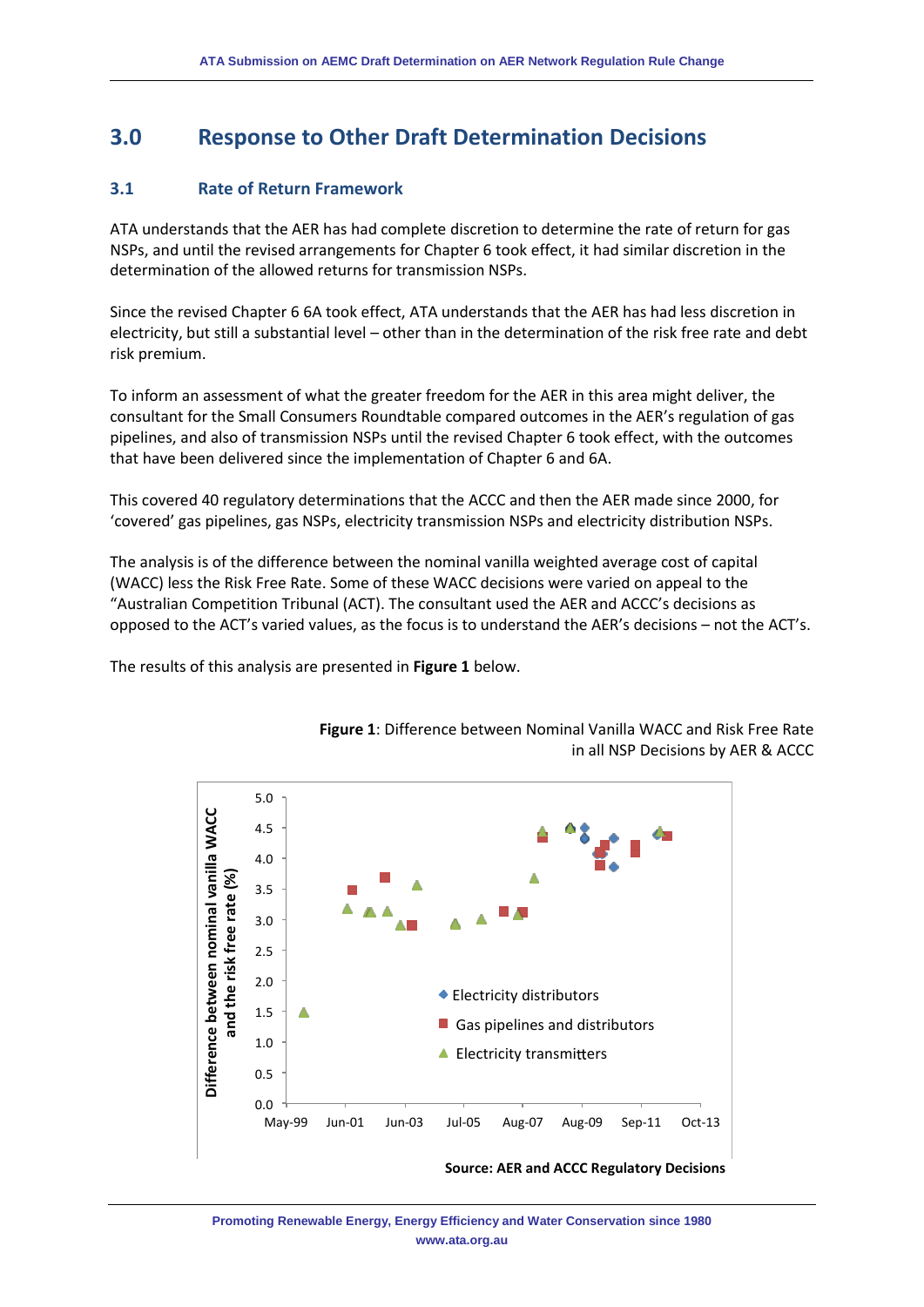## 3.0 Response to Other Draft Determination Decisions

### 3.1 Rate of Return Framework

ATA understands that the AER has had complete discretion to determine the rate of return for gas NSPs, and until the revised arrangements for Chapter 6 took effect, it had similar discretion in the determination of the allowed returns for transmission NSPs.

Since the revised Chapter 6 6A took effect, ATA understands that the AER has had less discretion in electricity, but still a substantial level – other than in the determination of the risk free rate and debt risk premium.

To inform an assessment of what the greater freedom for the AER in this area might deliver, the consultant for the Small Consumers Roundtable compared outcomes in the AER's regulation of gas pipelines, and also of transmission NSPs until the revised Chapter 6 took effect, with the outcomes that have been delivered since the implementation of Chapter 6 and 6A.

This covered 40 regulatory determinations that the ACCC and then the AER made since 2000, for 'covered' gas pipelines, gas NSPs, electricity transmission NSPs and electricity distribution NSPs.

The analysis is of the difference between the nominal vanilla weighted average cost of capital (WACC) less the Risk Free Rate. Some of these WACC decisions were varied on appeal to the "Australian Competition Tribunal (ACT). The consultant used the AER and ACCC's decisions as opposed to the ACT's varied values, as the focus is to understand the AER's decisions – not the ACT's.

The results of this analysis are presented in **Figure 1** below.

**Figure 1**: Difference between Nominal Vanilla WACC and Risk Free Rate in all NSP Decisions by AER & ACCC

**Source: AER and ACCC Regulatory Decisions**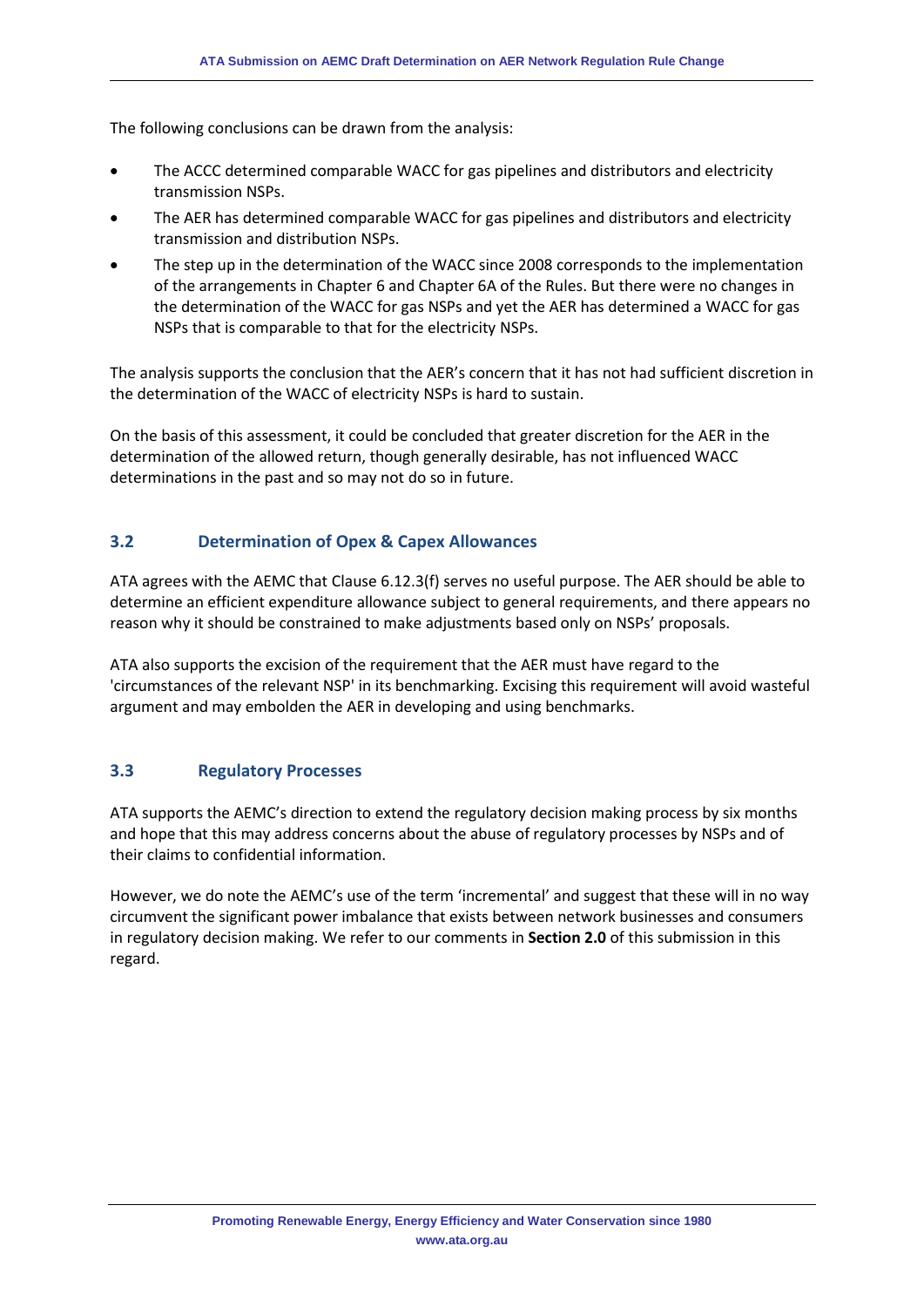The following conclusions can be drawn from the analysis:

- The ACCC determined comparable WACC for gas pipelines and distributors and electricity transmission NSPs.
- The AER has determined comparable WACC for gas pipelines and distributors and electricity transmission and distribution NSPs.
- The step up in the determination of the WACC since 2008 corresponds to the implementation of the arrangements in Chapter 6 and Chapter 6A of the Rules. But there were no changes in the determination of the WACC for gas NSPs and yet the AER has determined a WACC for gas NSPs that is comparable to that for the electricity NSPs.

The analysis supports the conclusion that the AER's concern that it has not had sufficient discretion in the determination of the WACC of electricity NSPs is hard to sustain.

On the basis of this assessment, it could be concluded that greater discretion for the AER in the determination of the allowed return, though generally desirable, has not influenced WACC determinations in the past and so may not do so in future.

### 3.2 Determination of Opex & Capex Allowances

ATA agrees with the AEMC that Clause 6.12.3(f) serves no useful purpose. The AER should be able to determine an efficient expenditure allowance subject to general requirements, and there appears no reason why it should be constrained to make adjustments based only on NSPs' proposals.

ATA also supports the excision of the requirement that the AER must have regard to the 'circumstances of the relevant NSP' in its benchmarking. Excising this requirement will avoid wasteful argument and may embolden the AER in developing and using benchmarks.

### 3.3 Regulatory Processes

ATA supports the AEMC's direction to extend the regulatory decision making process by six months and hope that this may address concerns about the abuse of regulatory processes by NSPs and of their claims to confidential information.

However, we do note the AEMC's use of the term 'incremental' and suggest that these will in no way circumvent the significant power imbalance that exists between network businesses and consumers in regulatory decision making. We refer to our comments in **Section 2.0** of this submission in this regard.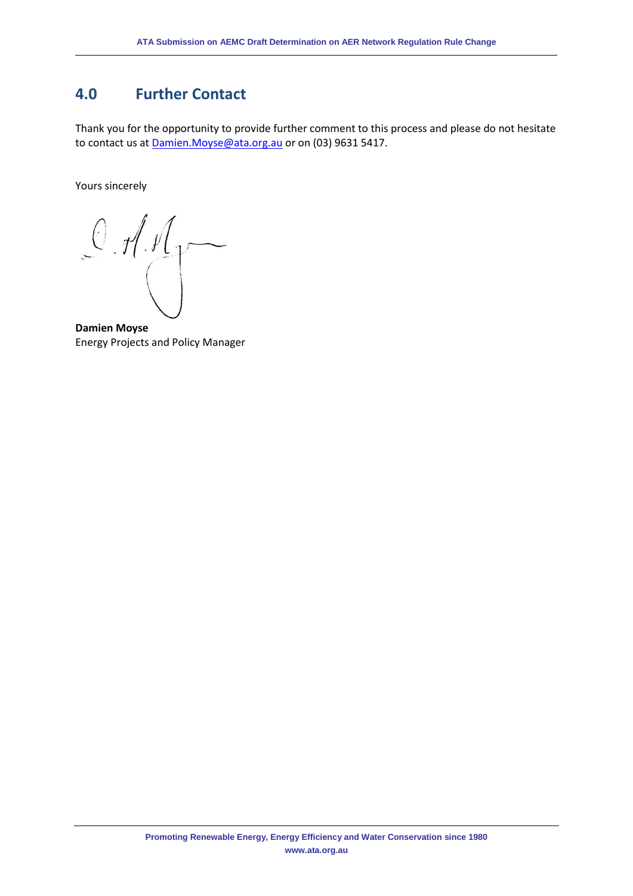## 4.0 Further Contact

Thank you for the opportunity to provide further comment to this process and please do not hesitate to contact us at Damien.Moyse@ata.org.au or on (03) 9631 5417.

Yours sincerely

**Damien Moyse**
Energy Projects and Policy Manager